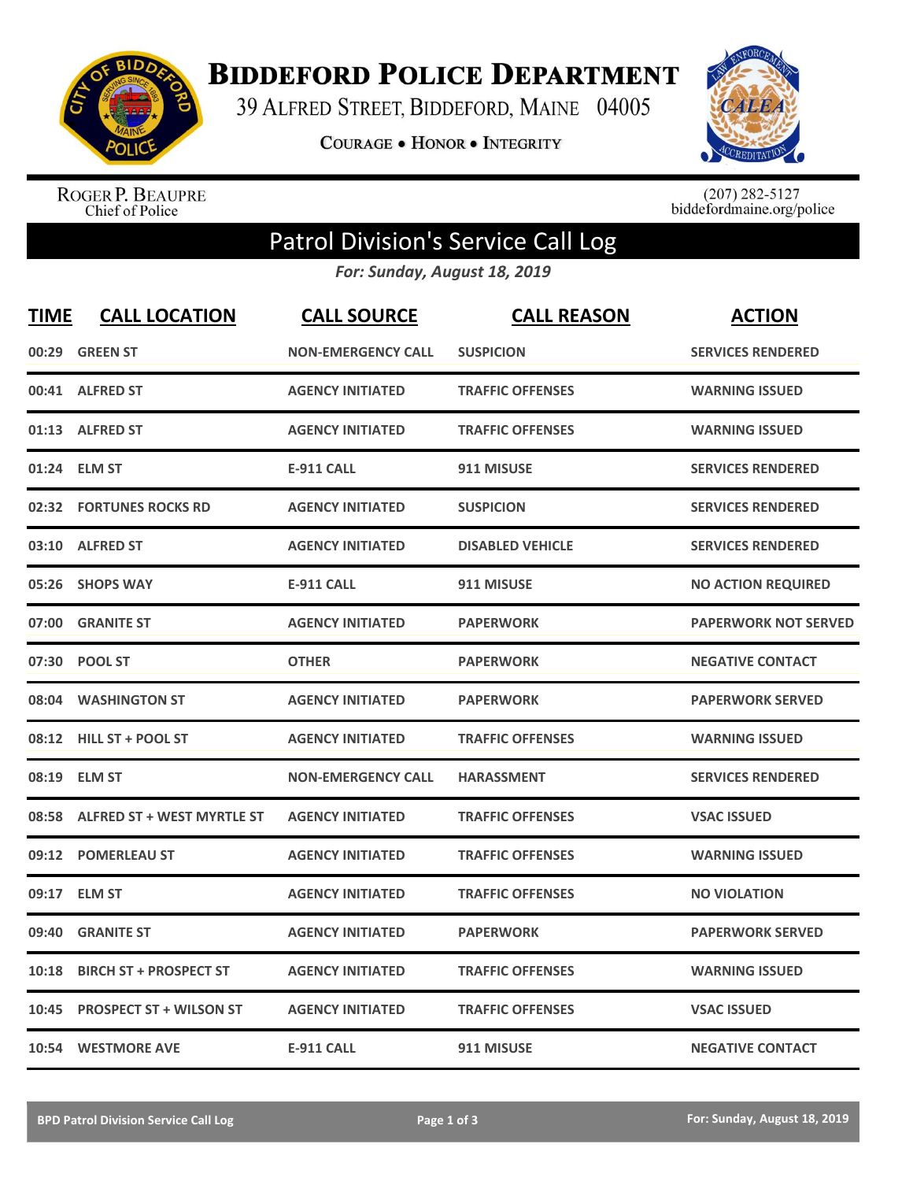# BIDDEFORD POLICE DEPARTMENT

39 ALFRED STREET, BIDDEFORD, MAINE 04005

COURAGE • HONOR • INTEGRITY

ROGER P. BEAUPRE
Chief of Police

(207) 282-5127
biddefordmaine.org/police

## Patrol Division's Service Call Log

*For: Sunday, August 18, 2019*

| TIME | CALL LOCATION | CALL SOURCE | CALL REASON | ACTION |
|---|---|---|---|---|
| 00:29 | GREEN ST | NON-EMERGENCY CALL | SUSPICION | SERVICES RENDERED |
| 00:41 | ALFRED ST | AGENCY INITIATED | TRAFFIC OFFENSES | WARNING ISSUED |
| 01:13 | ALFRED ST | AGENCY INITIATED | TRAFFIC OFFENSES | WARNING ISSUED |
| 01:24 | ELM ST | E-911 CALL | 911 MISUSE | SERVICES RENDERED |
| 02:32 | FORTUNES ROCKS RD | AGENCY INITIATED | SUSPICION | SERVICES RENDERED |
| 03:10 | ALFRED ST | AGENCY INITIATED | DISABLED VEHICLE | SERVICES RENDERED |
| 05:26 | SHOPS WAY | E-911 CALL | 911 MISUSE | NO ACTION REQUIRED |
| 07:00 | GRANITE ST | AGENCY INITIATED | PAPERWORK | PAPERWORK NOT SERVED |
| 07:30 | POOL ST | OTHER | PAPERWORK | NEGATIVE CONTACT |
| 08:04 | WASHINGTON ST | AGENCY INITIATED | PAPERWORK | PAPERWORK SERVED |
| 08:12 | HILL ST + POOL ST | AGENCY INITIATED | TRAFFIC OFFENSES | WARNING ISSUED |
| 08:19 | ELM ST | NON-EMERGENCY CALL | HARASSMENT | SERVICES RENDERED |
| 08:58 | ALFRED ST + WEST MYRTLE ST | AGENCY INITIATED | TRAFFIC OFFENSES | VSAC ISSUED |
| 09:12 | POMERLEAU ST | AGENCY INITIATED | TRAFFIC OFFENSES | WARNING ISSUED |
| 09:17 | ELM ST | AGENCY INITIATED | TRAFFIC OFFENSES | NO VIOLATION |
| 09:40 | GRANITE ST | AGENCY INITIATED | PAPERWORK | PAPERWORK SERVED |
| 10:18 | BIRCH ST + PROSPECT ST | AGENCY INITIATED | TRAFFIC OFFENSES | WARNING ISSUED |
| 10:45 | PROSPECT ST + WILSON ST | AGENCY INITIATED | TRAFFIC OFFENSES | VSAC ISSUED |
| 10:54 | WESTMORE AVE | E-911 CALL | 911 MISUSE | NEGATIVE CONTACT |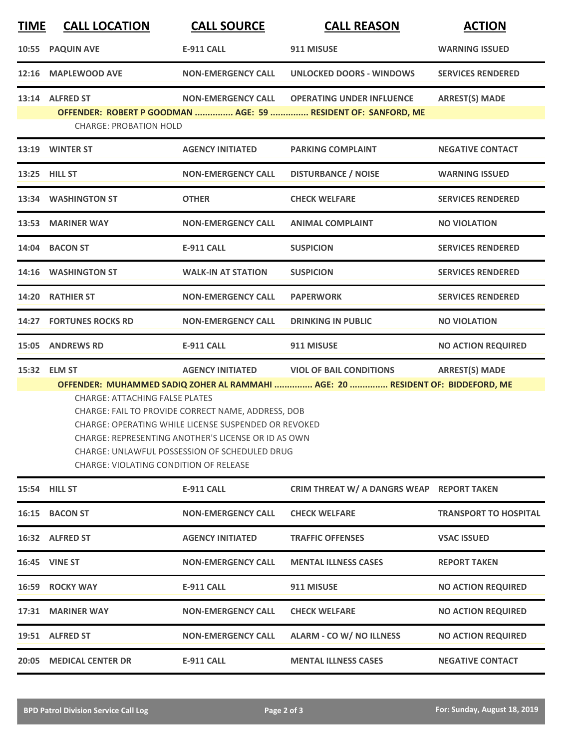| TIME | CALL LOCATION | CALL SOURCE | CALL REASON | ACTION |
|---|---|---|---|---|
| 10:55 | PAQUIN AVE | E-911 CALL | 911 MISUSE | WARNING ISSUED |
| 12:16 | MAPLEWOOD AVE | NON-EMERGENCY CALL | UNLOCKED DOORS - WINDOWS | SERVICES RENDERED |
| 13:14 | ALFRED ST | NON-EMERGENCY CALL | OPERATING UNDER INFLUENCE | ARREST(S) MADE |
| | OFFENDER: ROBERT P GOODMAN ............... AGE: 59 ............... RESIDENT OF: SANFORD, ME | | | |
| | CHARGE: PROBATION HOLD | | | |
| 13:19 | WINTER ST | AGENCY INITIATED | PARKING COMPLAINT | NEGATIVE CONTACT |
| 13:25 | HILL ST | NON-EMERGENCY CALL | DISTURBANCE / NOISE | WARNING ISSUED |
| 13:34 | WASHINGTON ST | OTHER | CHECK WELFARE | SERVICES RENDERED |
| 13:53 | MARINER WAY | NON-EMERGENCY CALL | ANIMAL COMPLAINT | NO VIOLATION |
| 14:04 | BACON ST | E-911 CALL | SUSPICION | SERVICES RENDERED |
| 14:16 | WASHINGTON ST | WALK-IN AT STATION | SUSPICION | SERVICES RENDERED |
| 14:20 | RATHIER ST | NON-EMERGENCY CALL | PAPERWORK | SERVICES RENDERED |
| 14:27 | FORTUNES ROCKS RD | NON-EMERGENCY CALL | DRINKING IN PUBLIC | NO VIOLATION |
| 15:05 | ANDREWS RD | E-911 CALL | 911 MISUSE | NO ACTION REQUIRED |
| 15:32 | ELM ST | AGENCY INITIATED | VIOL OF BAIL CONDITIONS | ARREST(S) MADE |
| | OFFENDER: MUHAMMED SADIQ ZOHER AL RAMMAHI ............... AGE: 20 ............... RESIDENT OF: BIDDEFORD, ME | | | |
| | CHARGE: ATTACHING FALSE PLATES<br>CHARGE: FAIL TO PROVIDE CORRECT NAME, ADDRESS, DOB<br>CHARGE: OPERATING WHILE LICENSE SUSPENDED OR REVOKED<br>CHARGE: REPRESENTING ANOTHER'S LICENSE OR ID AS OWN<br>CHARGE: UNLAWFUL POSSESSION OF SCHEDULED DRUG<br>CHARGE: VIOLATING CONDITION OF RELEASE | | | |
| 15:54 | HILL ST | E-911 CALL | CRIM THREAT W/ A DANGRS WEAP | REPORT TAKEN |
| 16:15 | BACON ST | NON-EMERGENCY CALL | CHECK WELFARE | TRANSPORT TO HOSPITAL |
| 16:32 | ALFRED ST | AGENCY INITIATED | TRAFFIC OFFENSES | VSAC ISSUED |
| 16:45 | VINE ST | NON-EMERGENCY CALL | MENTAL ILLNESS CASES | REPORT TAKEN |
| 16:59 | ROCKY WAY | E-911 CALL | 911 MISUSE | NO ACTION REQUIRED |
| 17:31 | MARINER WAY | NON-EMERGENCY CALL | CHECK WELFARE | NO ACTION REQUIRED |
| 19:51 | ALFRED ST | NON-EMERGENCY CALL | ALARM - CO W/ NO ILLNESS | NO ACTION REQUIRED |
| 20:05 | MEDICAL CENTER DR | E-911 CALL | MENTAL ILLNESS CASES | NEGATIVE CONTACT |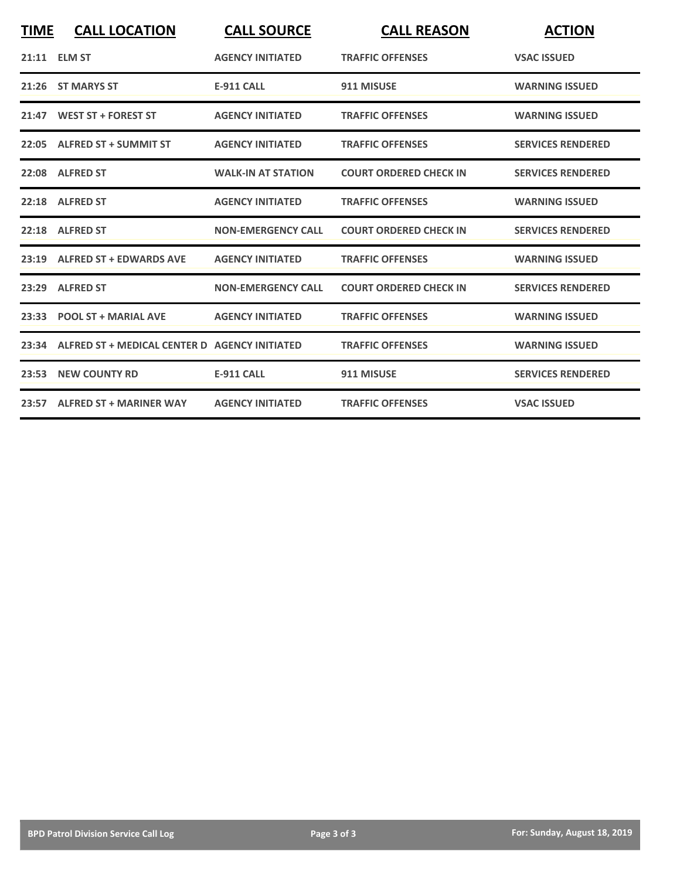| TIME | CALL LOCATION | CALL SOURCE | CALL REASON | ACTION |
|---|---|---|---|---|
| 21:11 | ELM ST | AGENCY INITIATED | TRAFFIC OFFENSES | VSAC ISSUED |
| 21:26 | ST MARYS ST | E-911 CALL | 911 MISUSE | WARNING ISSUED |
| 21:47 | WEST ST + FOREST ST | AGENCY INITIATED | TRAFFIC OFFENSES | WARNING ISSUED |
| 22:05 | ALFRED ST + SUMMIT ST | AGENCY INITIATED | TRAFFIC OFFENSES | SERVICES RENDERED |
| 22:08 | ALFRED ST | WALK-IN AT STATION | COURT ORDERED CHECK IN | SERVICES RENDERED |
| 22:18 | ALFRED ST | AGENCY INITIATED | TRAFFIC OFFENSES | WARNING ISSUED |
| 22:18 | ALFRED ST | NON-EMERGENCY CALL | COURT ORDERED CHECK IN | SERVICES RENDERED |
| 23:19 | ALFRED ST + EDWARDS AVE | AGENCY INITIATED | TRAFFIC OFFENSES | WARNING ISSUED |
| 23:29 | ALFRED ST | NON-EMERGENCY CALL | COURT ORDERED CHECK IN | SERVICES RENDERED |
| 23:33 | POOL ST + MARIAL AVE | AGENCY INITIATED | TRAFFIC OFFENSES | WARNING ISSUED |
| 23:34 | ALFRED ST + MEDICAL CENTER D | AGENCY INITIATED | TRAFFIC OFFENSES | WARNING ISSUED |
| 23:53 | NEW COUNTY RD | E-911 CALL | 911 MISUSE | SERVICES RENDERED |
| 23:57 | ALFRED ST + MARINER WAY | AGENCY INITIATED | TRAFFIC OFFENSES | VSAC ISSUED |